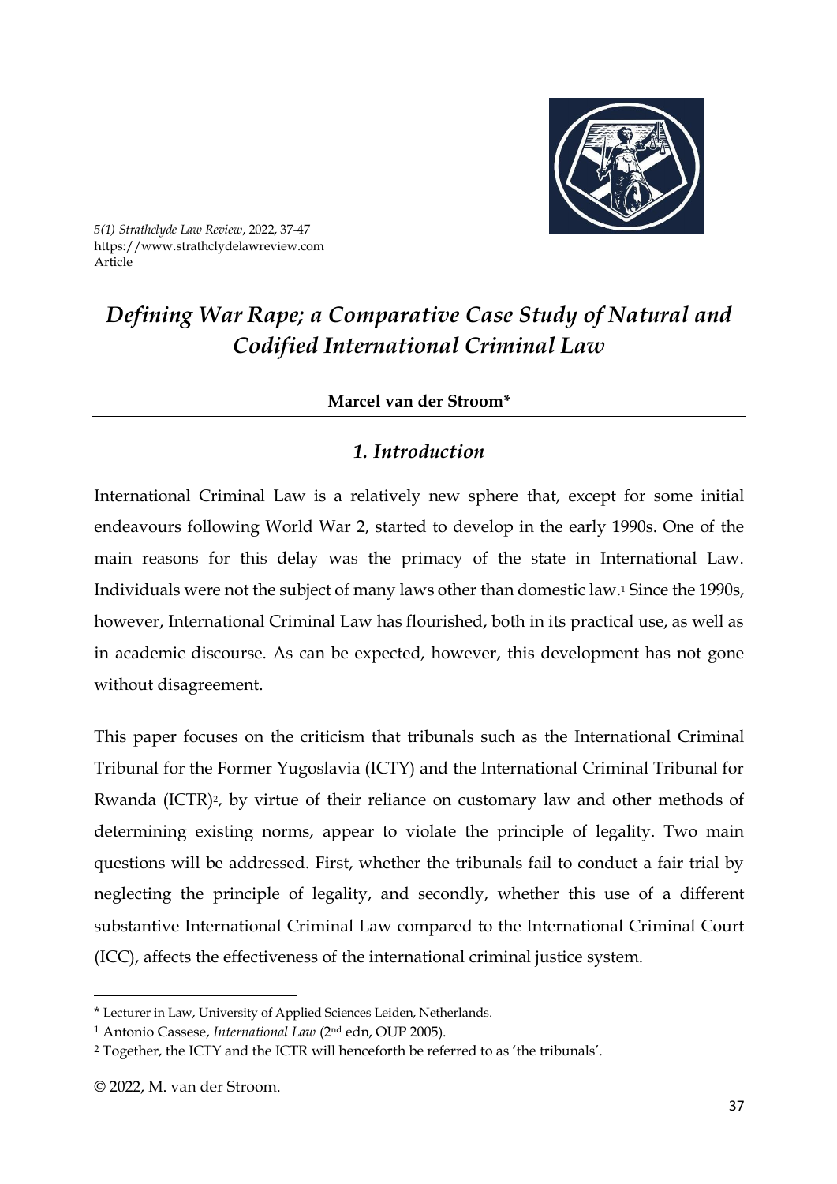# *Defining War Rape; a Comparative Case Study of Natural and Codified International Criminal Law*

**Marcel van der Stroom***

## *1. Introduction*

International Criminal Law is a relatively new sphere that, except for some initial endeavours following World War 2, started to develop in the early 1990s. One of the main reasons for this delay was the primacy of the state in International Law. Individuals were not the subject of many laws other than domestic law.[1] Since the 1990s, however, International Criminal Law has flourished, both in its practical use, as well as in academic discourse. As can be expected, however, this development has not gone without disagreement.

This paper focuses on the criticism that tribunals such as the International Criminal Tribunal for the Former Yugoslavia (ICTY) and the International Criminal Tribunal for Rwanda (ICTR)[2], by virtue of their reliance on customary law and other methods of determining existing norms, appear to violate the principle of legality. Two main questions will be addressed. First, whether the tribunals fail to conduct a fair trial by neglecting the principle of legality, and secondly, whether this use of a different substantive International Criminal Law compared to the International Criminal Court (ICC), affects the effectiveness of the international criminal justice system.

---

\* Lecturer in Law, University of Applied Sciences Leiden, Netherlands.

[1] Antonio Cassese, *International Law* (2nd edn, OUP 2005).

[2] Together, the ICTY and the ICTR will henceforth be referred to as 'the tribunals'.

© 2022, M. van der Stroom.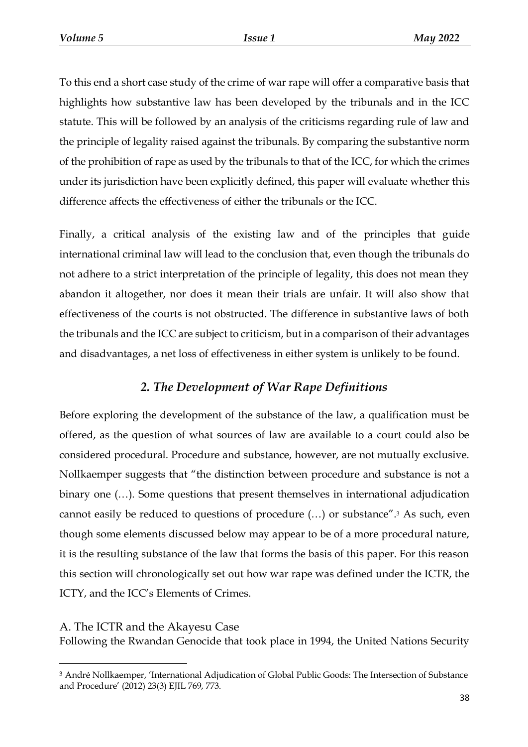To this end a short case study of the crime of war rape will offer a comparative basis that highlights how substantive law has been developed by the tribunals and in the ICC statute. This will be followed by an analysis of the criticisms regarding rule of law and the principle of legality raised against the tribunals. By comparing the substantive norm of the prohibition of rape as used by the tribunals to that of the ICC, for which the crimes under its jurisdiction have been explicitly defined, this paper will evaluate whether this difference affects the effectiveness of either the tribunals or the ICC.

Finally, a critical analysis of the existing law and of the principles that guide international criminal law will lead to the conclusion that, even though the tribunals do not adhere to a strict interpretation of the principle of legality, this does not mean they abandon it altogether, nor does it mean their trials are unfair. It will also show that effectiveness of the courts is not obstructed. The difference in substantive laws of both the tribunals and the ICC are subject to criticism, but in a comparison of their advantages and disadvantages, a net loss of effectiveness in either system is unlikely to be found.

## *2. The Development of War Rape Definitions*

Before exploring the development of the substance of the law, a qualification must be offered, as the question of what sources of law are available to a court could also be considered procedural. Procedure and substance, however, are not mutually exclusive. Nollkaemper suggests that "the distinction between procedure and substance is not a binary one (…). Some questions that present themselves in international adjudication cannot easily be reduced to questions of procedure (…) or substance".[3] As such, even though some elements discussed below may appear to be of a more procedural nature, it is the resulting substance of the law that forms the basis of this paper. For this reason this section will chronologically set out how war rape was defined under the ICTR, the ICTY, and the ICC's Elements of Crimes.

### A. The ICTR and the Akayesu Case

Following the Rwandan Genocide that took place in 1994, the United Nations Security

---

[3] André Nollkaemper, 'International Adjudication of Global Public Goods: The Intersection of Substance and Procedure' (2012) 23(3) EJIL 769, 773.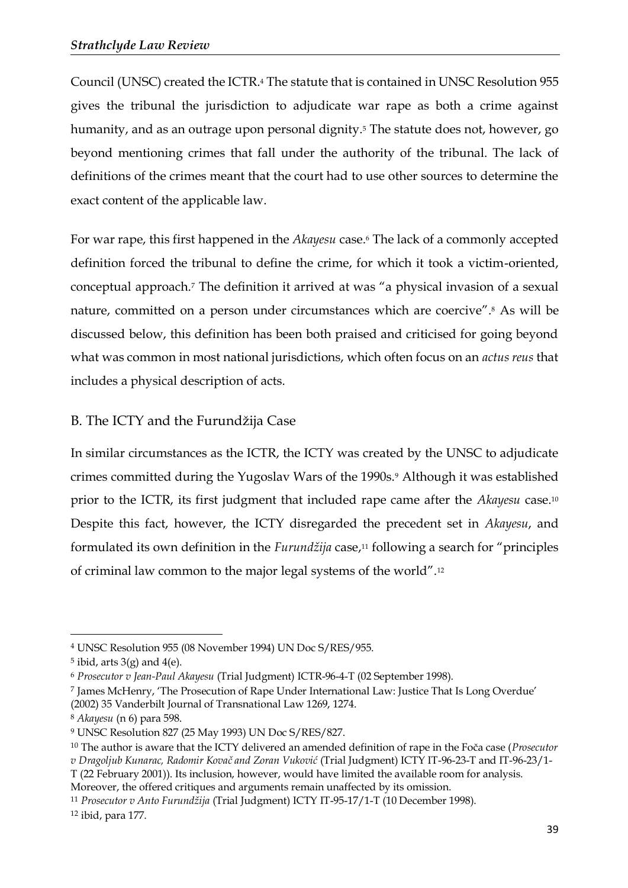Council (UNSC) created the ICTR.[4] The statute that is contained in UNSC Resolution 955 gives the tribunal the jurisdiction to adjudicate war rape as both a crime against humanity, and as an outrage upon personal dignity.[5] The statute does not, however, go beyond mentioning crimes that fall under the authority of the tribunal. The lack of definitions of the crimes meant that the court had to use other sources to determine the exact content of the applicable law.

For war rape, this first happened in the *Akayesu* case.[6] The lack of a commonly accepted definition forced the tribunal to define the crime, for which it took a victim-oriented, conceptual approach.[7] The definition it arrived at was "a physical invasion of a sexual nature, committed on a person under circumstances which are coercive".[8] As will be discussed below, this definition has been both praised and criticised for going beyond what was common in most national jurisdictions, which often focus on an *actus reus* that includes a physical description of acts.

## B. The ICTY and the Furundžija Case

In similar circumstances as the ICTR, the ICTY was created by the UNSC to adjudicate crimes committed during the Yugoslav Wars of the 1990s.[9] Although it was established prior to the ICTR, its first judgment that included rape came after the *Akayesu* case.[10] Despite this fact, however, the ICTY disregarded the precedent set in *Akayesu*, and formulated its own definition in the *Furundžija* case,[11] following a search for "principles of criminal law common to the major legal systems of the world".[12]

---

[4] UNSC Resolution 955 (08 November 1994) UN Doc S/RES/955.

[5] ibid, arts 3(g) and 4(e).

[6] *Prosecutor v Jean-Paul Akayesu* (Trial Judgment) ICTR-96-4-T (02 September 1998).

[7] James McHenry, 'The Prosecution of Rape Under International Law: Justice That Is Long Overdue' (2002) 35 Vanderbilt Journal of Transnational Law 1269, 1274.

[8] *Akayesu* (n 6) para 598.

[9] UNSC Resolution 827 (25 May 1993) UN Doc S/RES/827.

[10] The author is aware that the ICTY delivered an amended definition of rape in the Foča case (*Prosecutor v Dragoljub Kunarac, Radomir Kovač and Zoran Vuković* (Trial Judgment) ICTY IT-96-23-T and IT-96-23/1-T (22 February 2001)). Its inclusion, however, would have limited the available room for analysis. Moreover, the offered critiques and arguments remain unaffected by its omission.

[11] *Prosecutor v Anto Furundžija* (Trial Judgment) ICTY IT-95-17/1-T (10 December 1998).

[12] ibid, para 177.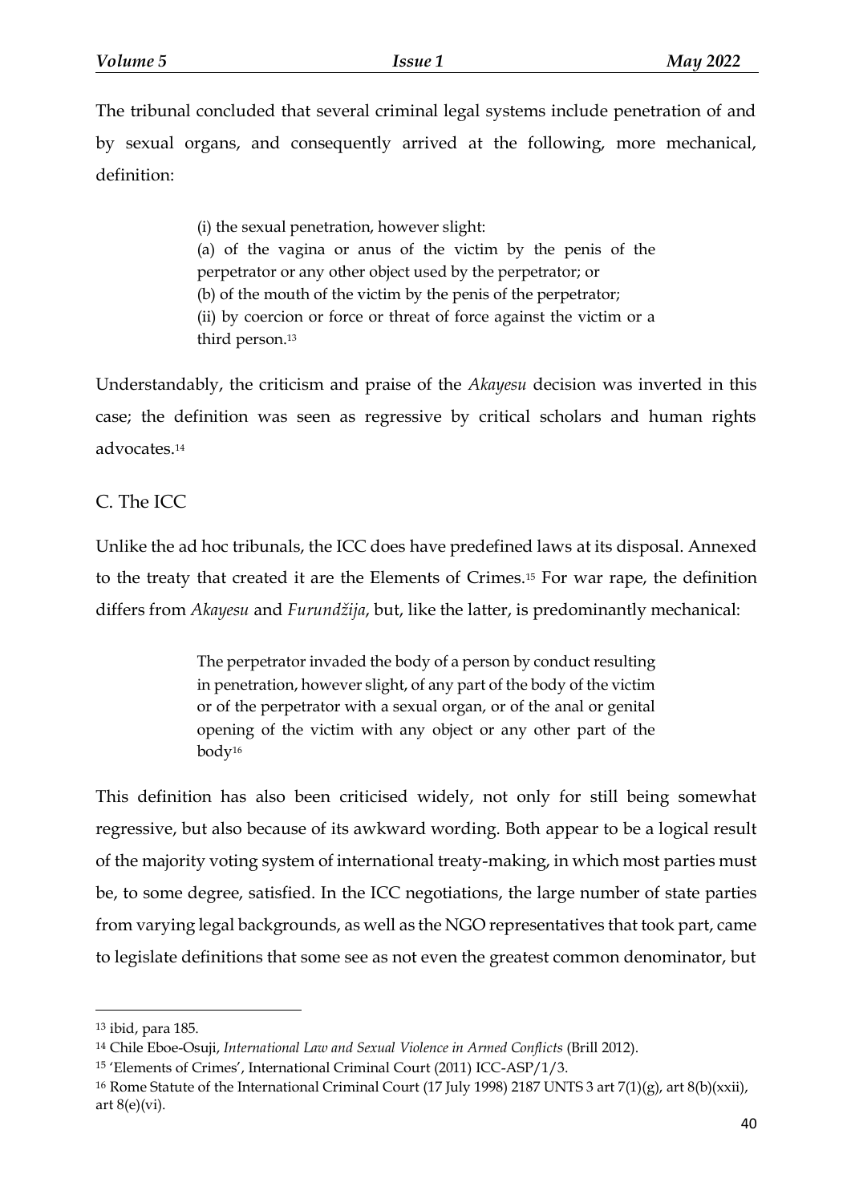The tribunal concluded that several criminal legal systems include penetration of and by sexual organs, and consequently arrived at the following, more mechanical, definition:

> (i) the sexual penetration, however slight:
> (a) of the vagina or anus of the victim by the penis of the perpetrator or any other object used by the perpetrator; or
> (b) of the mouth of the victim by the penis of the perpetrator;
> (ii) by coercion or force or threat of force against the victim or a third person.[13]

Understandably, the criticism and praise of the *Akayesu* decision was inverted in this case; the definition was seen as regressive by critical scholars and human rights advocates.[14]

## C. The ICC

Unlike the ad hoc tribunals, the ICC does have predefined laws at its disposal. Annexed to the treaty that created it are the Elements of Crimes.[15] For war rape, the definition differs from *Akayesu* and *Furundžija*, but, like the latter, is predominantly mechanical:

> The perpetrator invaded the body of a person by conduct resulting in penetration, however slight, of any part of the body of the victim or of the perpetrator with a sexual organ, or of the anal or genital opening of the victim with any object or any other part of the body[16]

This definition has also been criticised widely, not only for still being somewhat regressive, but also because of its awkward wording. Both appear to be a logical result of the majority voting system of international treaty-making, in which most parties must be, to some degree, satisfied. In the ICC negotiations, the large number of state parties from varying legal backgrounds, as well as the NGO representatives that took part, came to legislate definitions that some see as not even the greatest common denominator, but

---

[13] ibid, para 185.

[14] Chile Eboe-Osuji, *International Law and Sexual Violence in Armed Conflicts* (Brill 2012).

[15] 'Elements of Crimes', International Criminal Court (2011) ICC-ASP/1/3.

[16] Rome Statute of the International Criminal Court (17 July 1998) 2187 UNTS 3 art 7(1)(g), art 8(b)(xxii), art 8(e)(vi).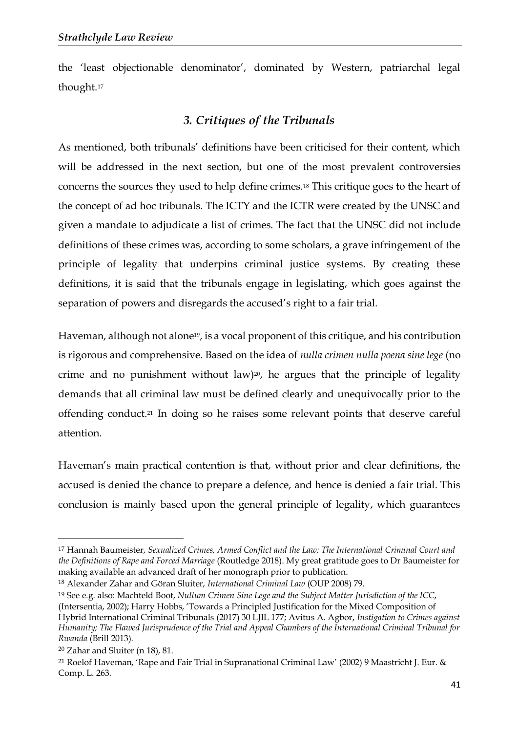the 'least objectionable denominator', dominated by Western, patriarchal legal thought.[17]

### *3. Critiques of the Tribunals*

As mentioned, both tribunals' definitions have been criticised for their content, which will be addressed in the next section, but one of the most prevalent controversies concerns the sources they used to help define crimes.[18] This critique goes to the heart of the concept of ad hoc tribunals. The ICTY and the ICTR were created by the UNSC and given a mandate to adjudicate a list of crimes. The fact that the UNSC did not include definitions of these crimes was, according to some scholars, a grave infringement of the principle of legality that underpins criminal justice systems. By creating these definitions, it is said that the tribunals engage in legislating, which goes against the separation of powers and disregards the accused's right to a fair trial.

Haveman, although not alone[19], is a vocal proponent of this critique, and his contribution is rigorous and comprehensive. Based on the idea of *nulla crimen nulla poena sine lege* (no crime and no punishment without law)[20], he argues that the principle of legality demands that all criminal law must be defined clearly and unequivocally prior to the offending conduct.[21] In doing so he raises some relevant points that deserve careful attention.

Haveman's main practical contention is that, without prior and clear definitions, the accused is denied the chance to prepare a defence, and hence is denied a fair trial. This conclusion is mainly based upon the general principle of legality, which guarantees

---

[17] Hannah Baumeister, *Sexualized Crimes, Armed Conflict and the Law: The International Criminal Court and the Definitions of Rape and Forced Marriage* (Routledge 2018). My great gratitude goes to Dr Baumeister for making available an advanced draft of her monograph prior to publication.

[18] Alexander Zahar and Göran Sluiter, *International Criminal Law* (OUP 2008) 79.

[19] See e.g. also: Machteld Boot, *Nullum Crimen Sine Lege and the Subject Matter Jurisdiction of the ICC*, (Intersentia, 2002); Harry Hobbs, 'Towards a Principled Justification for the Mixed Composition of Hybrid International Criminal Tribunals (2017) 30 LJIL 177; Avitus A. Agbor, *Instigation to Crimes against Humanity; The Flawed Jurisprudence of the Trial and Appeal Chambers of the International Criminal Tribunal for Rwanda* (Brill 2013).

[20] Zahar and Sluiter (n 18), 81.

[21] Roelof Haveman, 'Rape and Fair Trial in Supranational Criminal Law' (2002) 9 Maastricht J. Eur. & Comp. L. 263.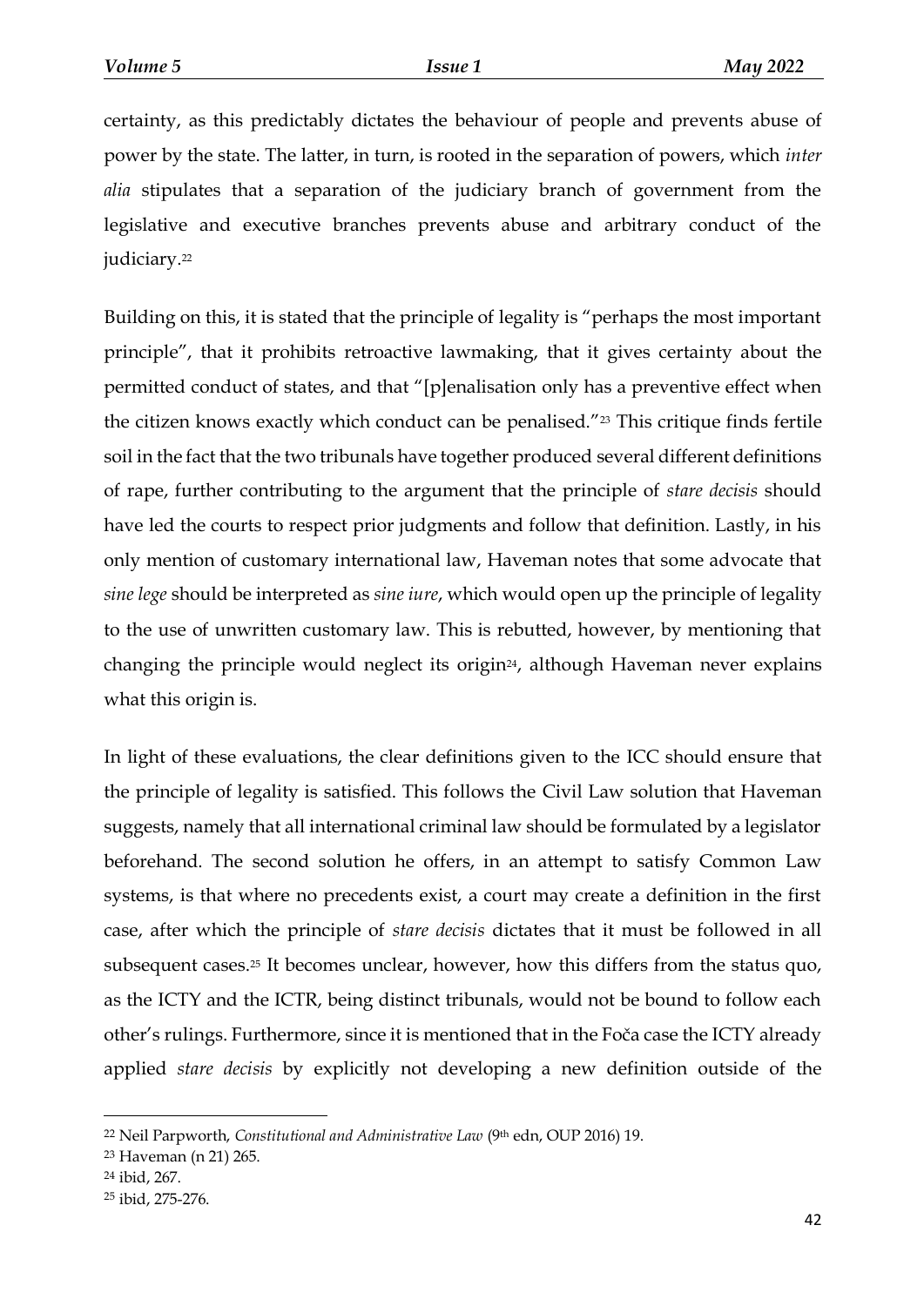certainty, as this predictably dictates the behaviour of people and prevents abuse of power by the state. The latter, in turn, is rooted in the separation of powers, which *inter alia* stipulates that a separation of the judiciary branch of government from the legislative and executive branches prevents abuse and arbitrary conduct of the judiciary.[22]

Building on this, it is stated that the principle of legality is "perhaps the most important principle", that it prohibits retroactive lawmaking, that it gives certainty about the permitted conduct of states, and that "[p]enalisation only has a preventive effect when the citizen knows exactly which conduct can be penalised."[23] This critique finds fertile soil in the fact that the two tribunals have together produced several different definitions of rape, further contributing to the argument that the principle of *stare decisis* should have led the courts to respect prior judgments and follow that definition. Lastly, in his only mention of customary international law, Haveman notes that some advocate that *sine lege* should be interpreted as *sine iure*, which would open up the principle of legality to the use of unwritten customary law. This is rebutted, however, by mentioning that changing the principle would neglect its origin[24], although Haveman never explains what this origin is.

In light of these evaluations, the clear definitions given to the ICC should ensure that the principle of legality is satisfied. This follows the Civil Law solution that Haveman suggests, namely that all international criminal law should be formulated by a legislator beforehand. The second solution he offers, in an attempt to satisfy Common Law systems, is that where no precedents exist, a court may create a definition in the first case, after which the principle of *stare decisis* dictates that it must be followed in all subsequent cases.[25] It becomes unclear, however, how this differs from the status quo, as the ICTY and the ICTR, being distinct tribunals, would not be bound to follow each other's rulings. Furthermore, since it is mentioned that in the Foča case the ICTY already applied *stare decisis* by explicitly not developing a new definition outside of the

---

[22] Neil Parpworth, *Constitutional and Administrative Law* (9th edn, OUP 2016) 19.

[23] Haveman (n 21) 265.

[24] ibid, 267.

[25] ibid, 275-276.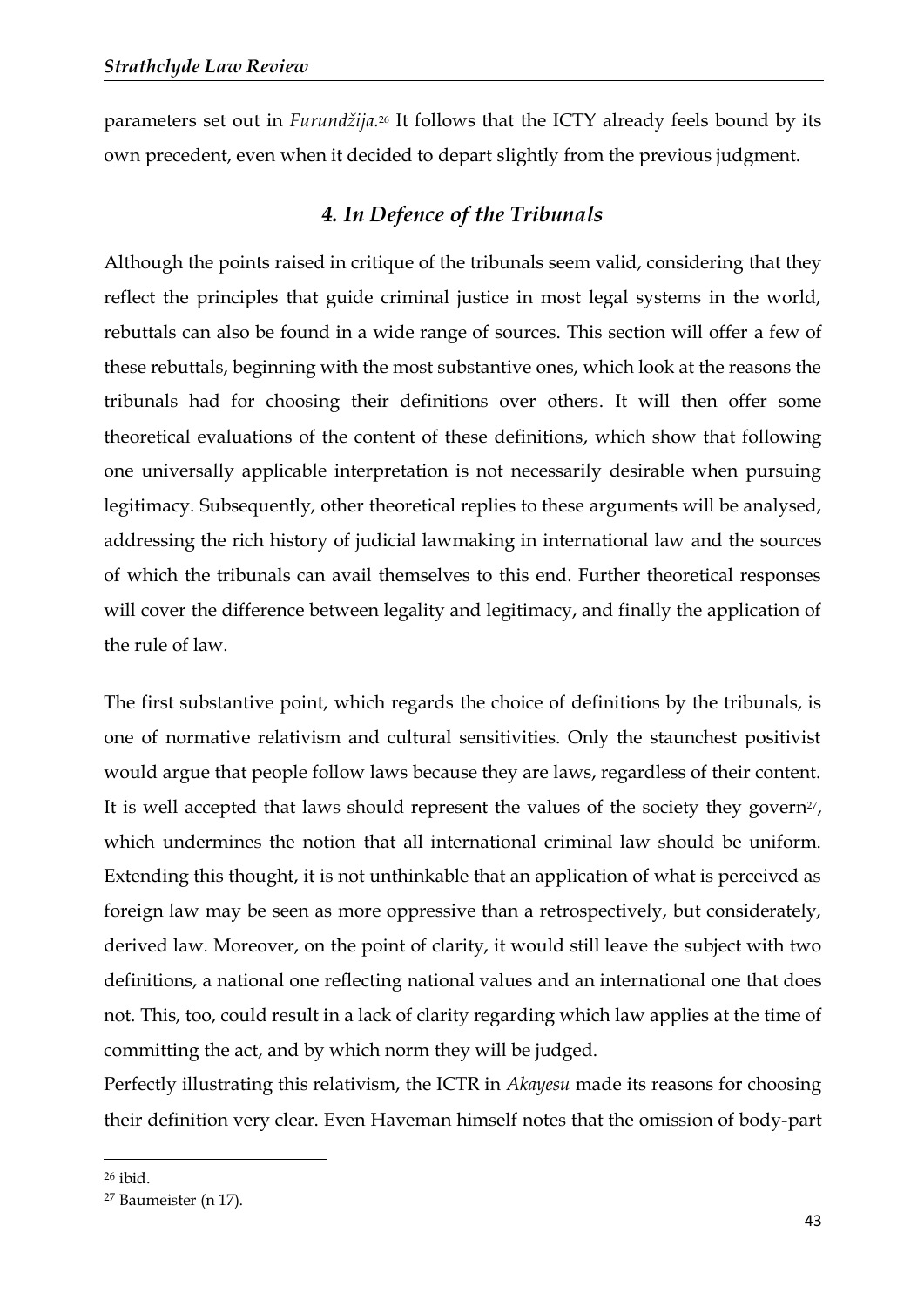parameters set out in *Furundžija.*[26] It follows that the ICTY already feels bound by its own precedent, even when it decided to depart slightly from the previous judgment.

## *4. In Defence of the Tribunals*

Although the points raised in critique of the tribunals seem valid, considering that they reflect the principles that guide criminal justice in most legal systems in the world, rebuttals can also be found in a wide range of sources. This section will offer a few of these rebuttals, beginning with the most substantive ones, which look at the reasons the tribunals had for choosing their definitions over others. It will then offer some theoretical evaluations of the content of these definitions, which show that following one universally applicable interpretation is not necessarily desirable when pursuing legitimacy. Subsequently, other theoretical replies to these arguments will be analysed, addressing the rich history of judicial lawmaking in international law and the sources of which the tribunals can avail themselves to this end. Further theoretical responses will cover the difference between legality and legitimacy, and finally the application of the rule of law.

The first substantive point, which regards the choice of definitions by the tribunals, is one of normative relativism and cultural sensitivities. Only the staunchest positivist would argue that people follow laws because they are laws, regardless of their content. It is well accepted that laws should represent the values of the society they govern[27], which undermines the notion that all international criminal law should be uniform. Extending this thought, it is not unthinkable that an application of what is perceived as foreign law may be seen as more oppressive than a retrospectively, but considerately, derived law. Moreover, on the point of clarity, it would still leave the subject with two definitions, a national one reflecting national values and an international one that does not. This, too, could result in a lack of clarity regarding which law applies at the time of committing the act, and by which norm they will be judged.

Perfectly illustrating this relativism, the ICTR in *Akayesu* made its reasons for choosing their definition very clear. Even Haveman himself notes that the omission of body-part

---

[26] ibid.

[27] Baumeister (n 17).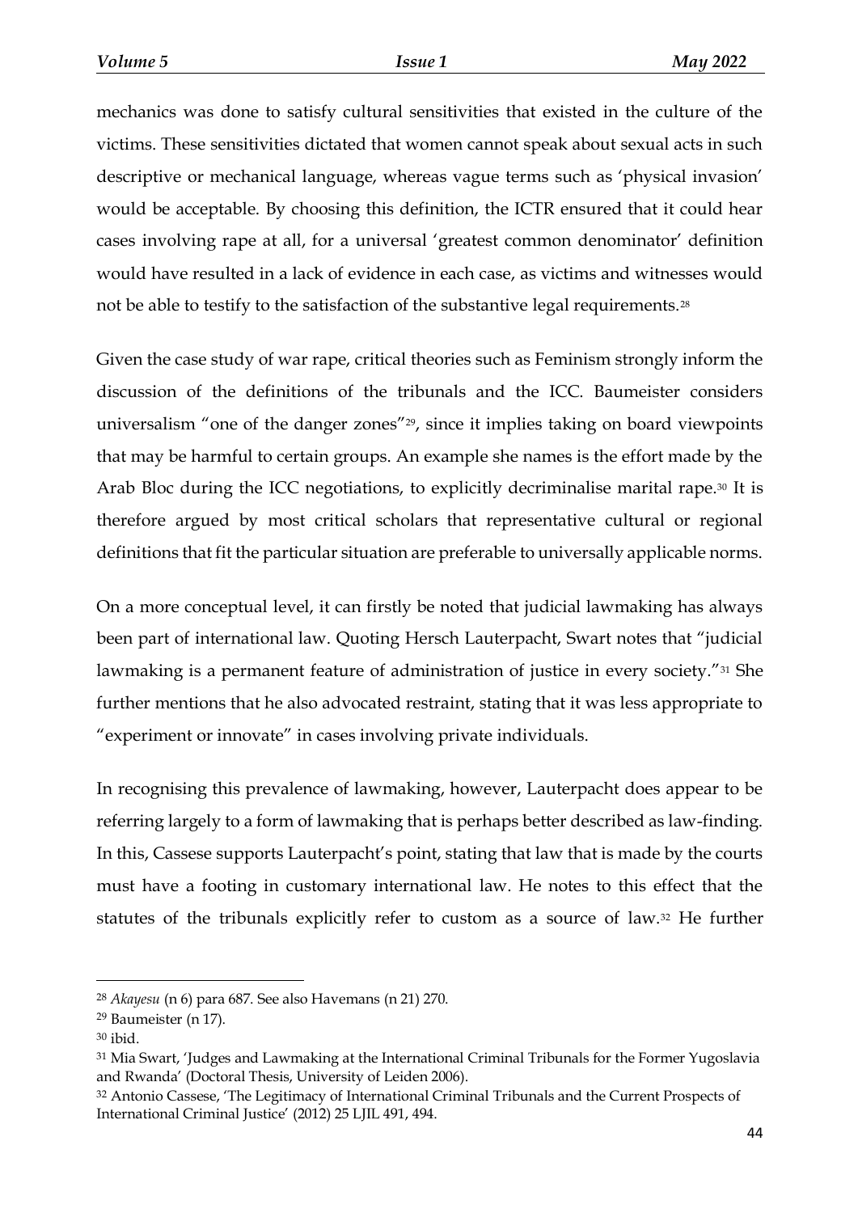mechanics was done to satisfy cultural sensitivities that existed in the culture of the victims. These sensitivities dictated that women cannot speak about sexual acts in such descriptive or mechanical language, whereas vague terms such as 'physical invasion' would be acceptable. By choosing this definition, the ICTR ensured that it could hear cases involving rape at all, for a universal 'greatest common denominator' definition would have resulted in a lack of evidence in each case, as victims and witnesses would not be able to testify to the satisfaction of the substantive legal requirements.[28]

Given the case study of war rape, critical theories such as Feminism strongly inform the discussion of the definitions of the tribunals and the ICC. Baumeister considers universalism "one of the danger zones"[29], since it implies taking on board viewpoints that may be harmful to certain groups. An example she names is the effort made by the Arab Bloc during the ICC negotiations, to explicitly decriminalise marital rape.[30] It is therefore argued by most critical scholars that representative cultural or regional definitions that fit the particular situation are preferable to universally applicable norms.

On a more conceptual level, it can firstly be noted that judicial lawmaking has always been part of international law. Quoting Hersch Lauterpacht, Swart notes that "judicial lawmaking is a permanent feature of administration of justice in every society."[31] She further mentions that he also advocated restraint, stating that it was less appropriate to "experiment or innovate" in cases involving private individuals.

In recognising this prevalence of lawmaking, however, Lauterpacht does appear to be referring largely to a form of lawmaking that is perhaps better described as law-finding. In this, Cassese supports Lauterpacht's point, stating that law that is made by the courts must have a footing in customary international law. He notes to this effect that the statutes of the tribunals explicitly refer to custom as a source of law.[32] He further

---

[28] *Akayesu* (n 6) para 687. See also Havemans (n 21) 270.

[29] Baumeister (n 17).

[30] ibid.

[31] Mia Swart, 'Judges and Lawmaking at the International Criminal Tribunals for the Former Yugoslavia and Rwanda' (Doctoral Thesis, University of Leiden 2006).

[32] Antonio Cassese, 'The Legitimacy of International Criminal Tribunals and the Current Prospects of International Criminal Justice' (2012) 25 LJIL 491, 494.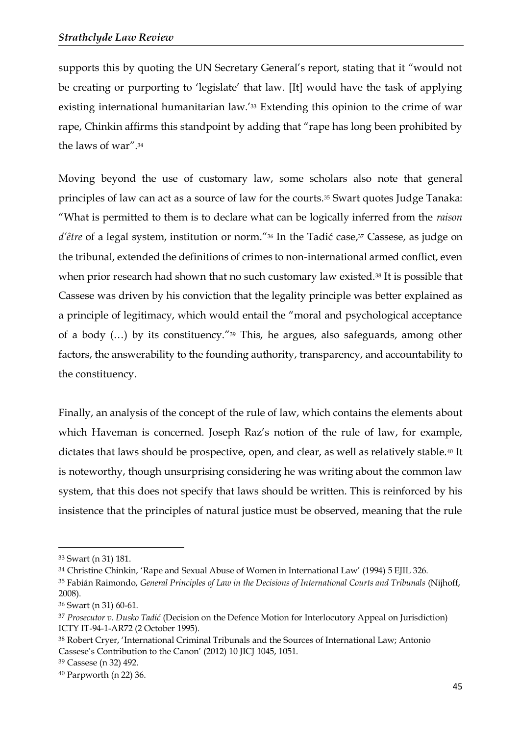supports this by quoting the UN Secretary General's report, stating that it "would not be creating or purporting to 'legislate' that law. [It] would have the task of applying existing international humanitarian law.'[33] Extending this opinion to the crime of war rape, Chinkin affirms this standpoint by adding that "rape has long been prohibited by the laws of war".[34]

Moving beyond the use of customary law, some scholars also note that general principles of law can act as a source of law for the courts.[35] Swart quotes Judge Tanaka: "What is permitted to them is to declare what can be logically inferred from the *raison d'être* of a legal system, institution or norm."[36] In the Tadić case,[37] Cassese, as judge on the tribunal, extended the definitions of crimes to non-international armed conflict, even when prior research had shown that no such customary law existed.[38] It is possible that Cassese was driven by his conviction that the legality principle was better explained as a principle of legitimacy, which would entail the "moral and psychological acceptance of a body (…) by its constituency."[39] This, he argues, also safeguards, among other factors, the answerability to the founding authority, transparency, and accountability to the constituency.

Finally, an analysis of the concept of the rule of law, which contains the elements about which Haveman is concerned. Joseph Raz's notion of the rule of law, for example, dictates that laws should be prospective, open, and clear, as well as relatively stable.[40] It is noteworthy, though unsurprising considering he was writing about the common law system, that this does not specify that laws should be written. This is reinforced by his insistence that the principles of natural justice must be observed, meaning that the rule

---

[33] Swart (n 31) 181.

[34] Christine Chinkin, 'Rape and Sexual Abuse of Women in International Law' (1994) 5 EJIL 326.

[35] Fabián Raimondo, *General Principles of Law in the Decisions of International Courts and Tribunals* (Nijhoff, 2008).

[36] Swart (n 31) 60-61.

[37] *Prosecutor v. Dusko Tadić* (Decision on the Defence Motion for Interlocutory Appeal on Jurisdiction) ICTY IT-94-1-AR72 (2 October 1995).

[38] Robert Cryer, 'International Criminal Tribunals and the Sources of International Law; Antonio Cassese's Contribution to the Canon' (2012) 10 JICJ 1045, 1051.

[39] Cassese (n 32) 492.

[40] Parpworth (n 22) 36.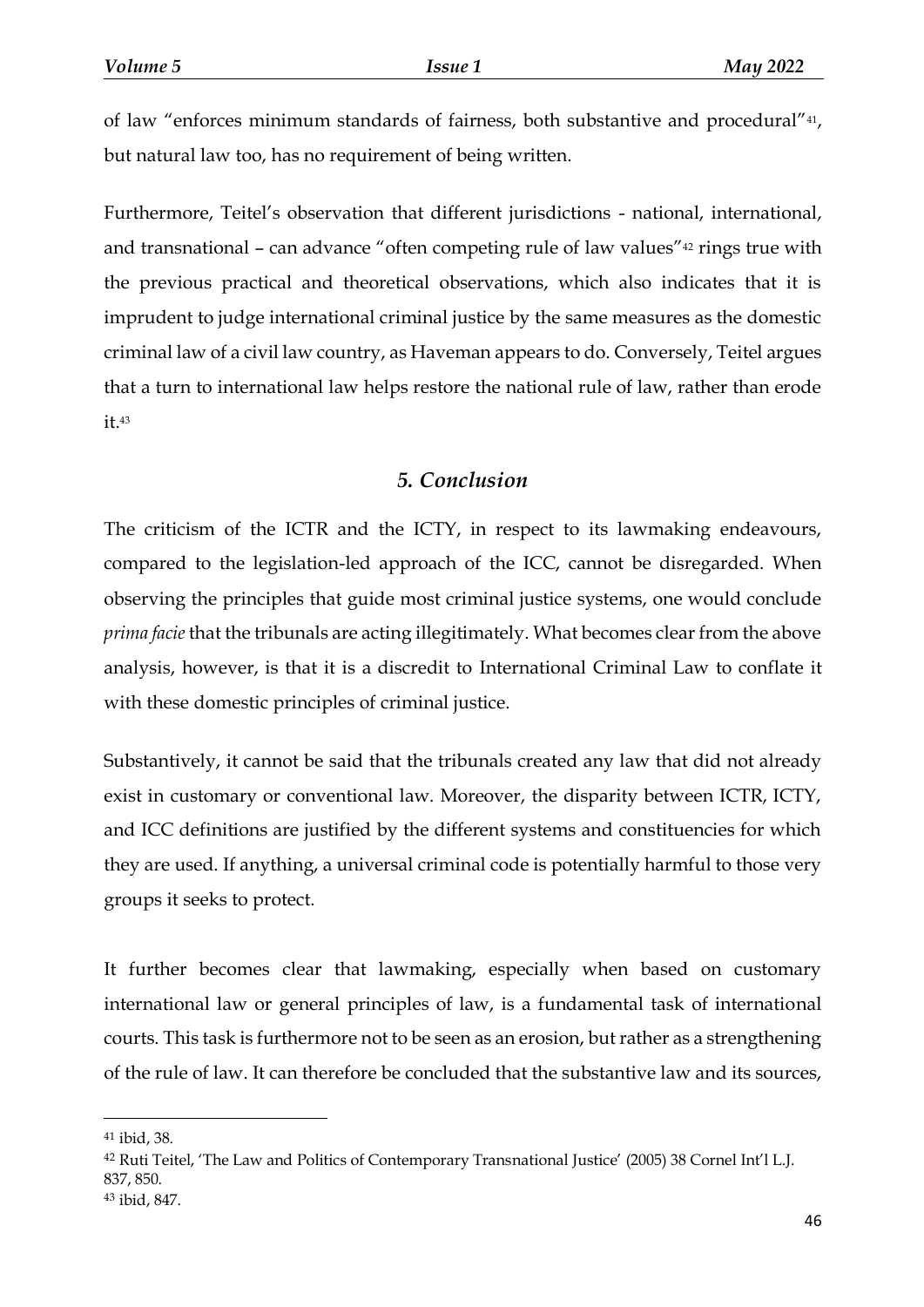of law "enforces minimum standards of fairness, both substantive and procedural"[41], but natural law too, has no requirement of being written.

Furthermore, Teitel's observation that different jurisdictions - national, international, and transnational – can advance "often competing rule of law values"[42] rings true with the previous practical and theoretical observations, which also indicates that it is imprudent to judge international criminal justice by the same measures as the domestic criminal law of a civil law country, as Haveman appears to do. Conversely, Teitel argues that a turn to international law helps restore the national rule of law, rather than erode it.[43]

## *5. Conclusion*

The criticism of the ICTR and the ICTY, in respect to its lawmaking endeavours, compared to the legislation-led approach of the ICC, cannot be disregarded. When observing the principles that guide most criminal justice systems, one would conclude *prima facie* that the tribunals are acting illegitimately. What becomes clear from the above analysis, however, is that it is a discredit to International Criminal Law to conflate it with these domestic principles of criminal justice.

Substantively, it cannot be said that the tribunals created any law that did not already exist in customary or conventional law. Moreover, the disparity between ICTR, ICTY, and ICC definitions are justified by the different systems and constituencies for which they are used. If anything, a universal criminal code is potentially harmful to those very groups it seeks to protect.

It further becomes clear that lawmaking, especially when based on customary international law or general principles of law, is a fundamental task of international courts. This task is furthermore not to be seen as an erosion, but rather as a strengthening of the rule of law. It can therefore be concluded that the substantive law and its sources,

---

[41] ibid, 38.

[42] Ruti Teitel, 'The Law and Politics of Contemporary Transnational Justice' (2005) 38 Cornel Int'l L.J. 837, 850.

[43] ibid, 847.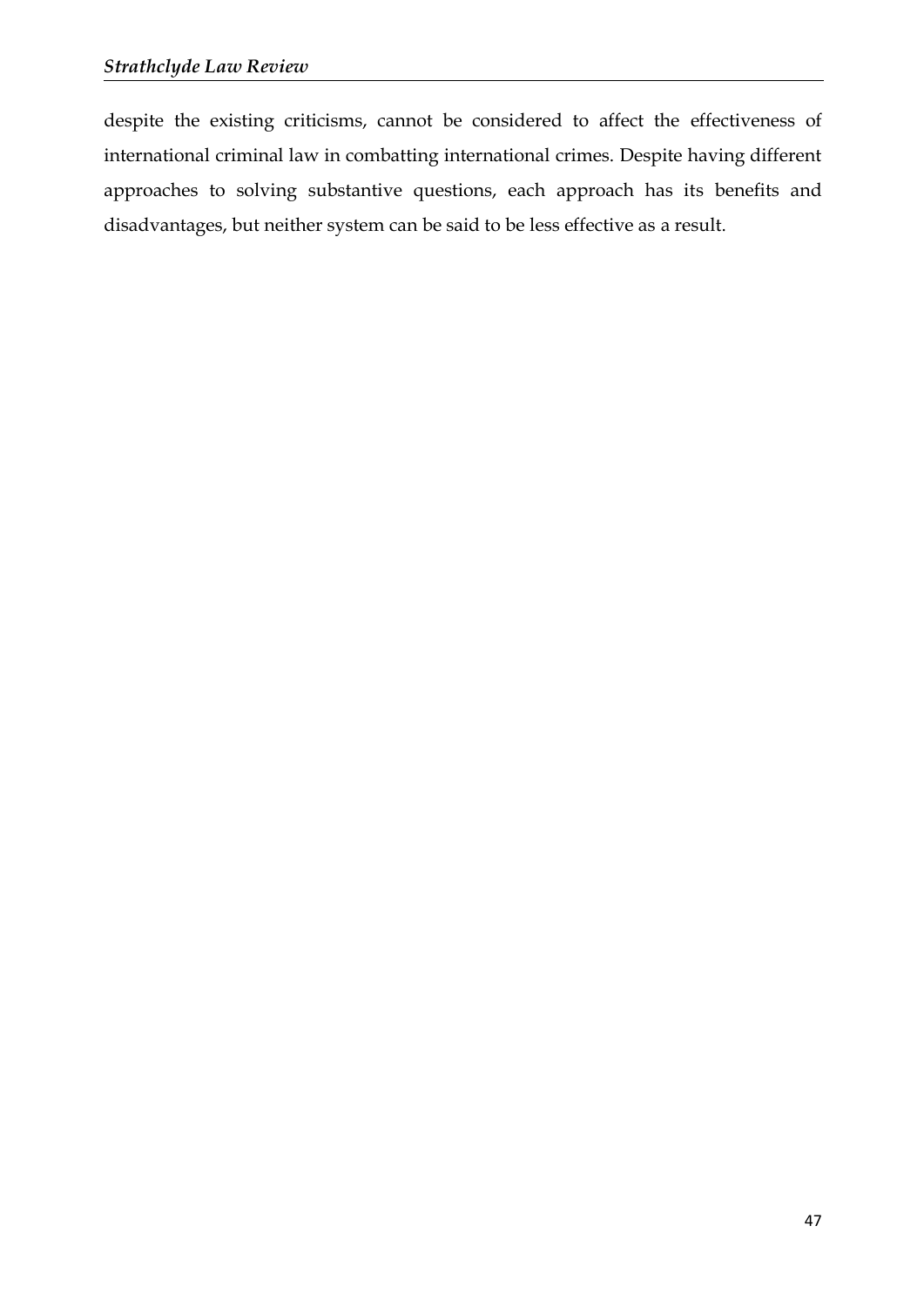despite the existing criticisms, cannot be considered to affect the effectiveness of international criminal law in combatting international crimes. Despite having different approaches to solving substantive questions, each approach has its benefits and disadvantages, but neither system can be said to be less effective as a result.